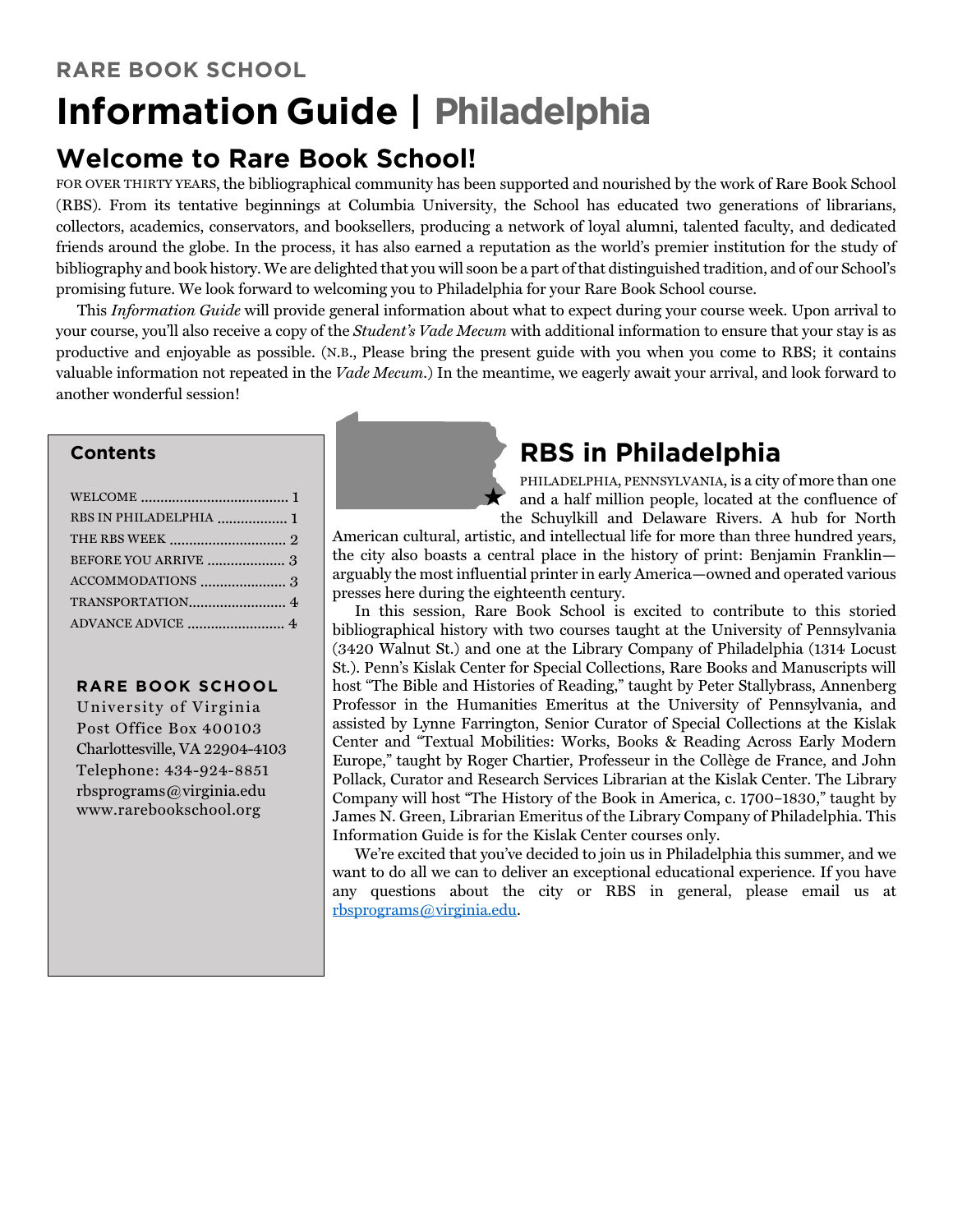RARE BOOK SCHOOL

# Information Guide | Philadelphia

## Welcome to Rare Book School!

FOR OVER THIRTY YEARS, the bibliographical community has been supported and nourished by the work of Rare Book School (RBS). From its tentative beginnings at Columbia University, the School has educated two generations of librarians, collectors, academics, conservators, and booksellers, producing a network of loyal alumni, talented faculty, and dedicated friends around the globe. In the process, it has also earned a reputation as the world's premier institution for the study of bibliography and book history. We are delighted that you will soon be a part of that distinguished tradition, and of our School's promising future. We look forward to welcoming you to Philadelphia for your Rare Book School course.

This *Information Guide* will provide general information about what to expect during your course week. Upon arrival to your course, you'll also receive a copy of the *Student's Vade Mecum* with additional information to ensure that your stay is as productive and enjoyable as possible. (N.B., Please bring the present guide with you when you come to RBS; it contains valuable information not repeated in the *Vade Mecum*.) In the meantime, we eagerly await your arrival, and look forward to another wonderful session!

### Contents

- WELCOME ........................................ 1
- RBS IN PHILADELPHIA .................. 1
- THE RBS WEEK .............................. 2
- BEFORE YOU ARRIVE .................... 3
- ACCOMMODATIONS ...................... 3
- TRANSPORTATION......................... 4
- ADVANCE ADVICE ......................... 4

**RARE BOOK SCHOOL**
University of Virginia
Post Office Box 400103
Charlottesville, VA 22904-4103
Telephone: 434-924-8851
rbsprograms@virginia.edu
www.rarebookschool.org

## RBS in Philadelphia

PHILADELPHIA, PENNSYLVANIA, is a city of more than one and a half million people, located at the confluence of the Schuylkill and Delaware Rivers. A hub for North American cultural, artistic, and intellectual life for more than three hundred years, the city also boasts a central place in the history of print: Benjamin Franklin—arguably the most influential printer in early America—owned and operated various presses here during the eighteenth century.

In this session, Rare Book School is excited to contribute to this storied bibliographical history with two courses taught at the University of Pennsylvania (3420 Walnut St.) and one at the Library Company of Philadelphia (1314 Locust St.). Penn's Kislak Center for Special Collections, Rare Books and Manuscripts will host "The Bible and Histories of Reading," taught by Peter Stallybrass, Annenberg Professor in the Humanities Emeritus at the University of Pennsylvania, and assisted by Lynne Farrington, Senior Curator of Special Collections at the Kislak Center and "Textual Mobilities: Works, Books & Reading Across Early Modern Europe," taught by Roger Chartier, Professeur in the Collège de France, and John Pollack, Curator and Research Services Librarian at the Kislak Center. The Library Company will host "The History of the Book in America, c. 1700–1830," taught by James N. Green, Librarian Emeritus of the Library Company of Philadelphia. This Information Guide is for the Kislak Center courses only.

We're excited that you've decided to join us in Philadelphia this summer, and we want to do all we can to deliver an exceptional educational experience. If you have any questions about the city or RBS in general, please email us at rbsprograms@virginia.edu.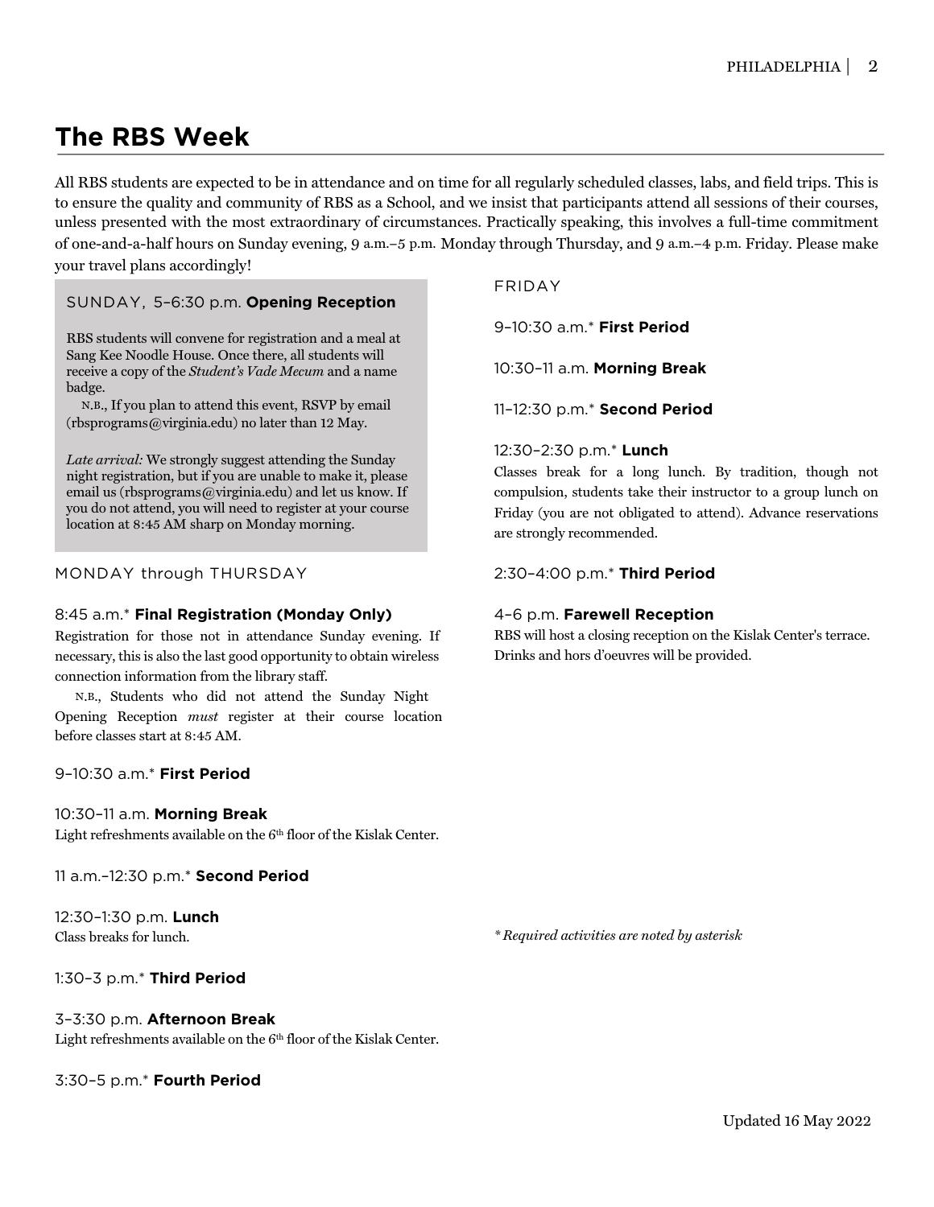## The RBS Week

All RBS students are expected to be in attendance and on time for all regularly scheduled classes, labs, and field trips. This is to ensure the quality and community of RBS as a School, and we insist that participants attend all sessions of their courses, unless presented with the most extraordinary of circumstances. Practically speaking, this involves a full-time commitment of one-and-a-half hours on Sunday evening, 9 a.m.–5 p.m. Monday through Thursday, and 9 a.m.–4 p.m. Friday. Please make your travel plans accordingly!

### SUNDAY, 5–6:30 p.m. **Opening Reception**

RBS students will convene for registration and a meal at Sang Kee Noodle House. Once there, all students will receive a copy of the *Student's Vade Mecum* and a name badge.

N.B., If you plan to attend this event, RSVP by email (rbsprograms@virginia.edu) no later than 12 May.

*Late arrival:* We strongly suggest attending the Sunday night registration, but if you are unable to make it, please email us (rbsprograms@virginia.edu) and let us know. If you do not attend, you will need to register at your course location at 8:45 AM sharp on Monday morning.

### MONDAY through THURSDAY

8:45 a.m.* **Final Registration (Monday Only)**
Registration for those not in attendance Sunday evening. If necessary, this is also the last good opportunity to obtain wireless connection information from the library staff.

N.B., Students who did not attend the Sunday Night Opening Reception *must* register at their course location before classes start at 8:45 AM.

9–10:30 a.m.* **First Period**

10:30–11 a.m. **Morning Break**
Light refreshments available on the 6th floor of the Kislak Center.

11 a.m.–12:30 p.m.* **Second Period**

12:30–1:30 p.m. **Lunch**
Class breaks for lunch.

1:30–3 p.m.* **Third Period**

3–3:30 p.m. **Afternoon Break**
Light refreshments available on the 6th floor of the Kislak Center.

3:30–5 p.m.* **Fourth Period**

### FRIDAY

9–10:30 a.m.* **First Period**

10:30–11 a.m. **Morning Break**

11–12:30 p.m.* **Second Period**

12:30–2:30 p.m.* **Lunch**
Classes break for a long lunch. By tradition, though not compulsion, students take their instructor to a group lunch on Friday (you are not obligated to attend). Advance reservations are strongly recommended.

2:30–4:00 p.m.* **Third Period**

4–6 p.m. **Farewell Reception**
RBS will host a closing reception on the Kislak Center's terrace. Drinks and hors d'oeuvres will be provided.

*\* Required activities are noted by asterisk*

Updated 16 May 2022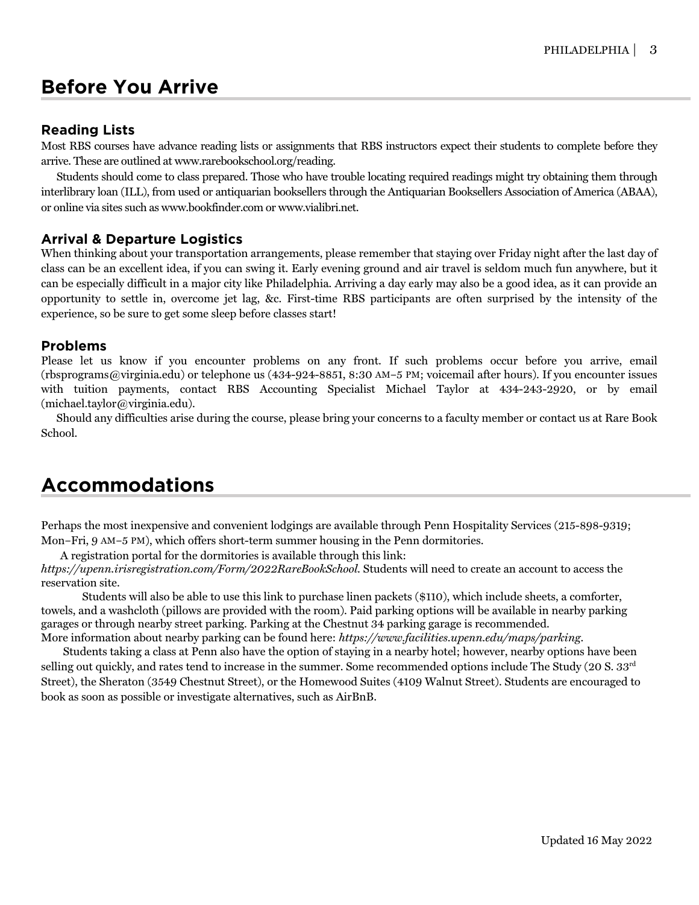# Before You Arrive

## Reading Lists

Most RBS courses have advance reading lists or assignments that RBS instructors expect their students to complete before they arrive. These are outlined at www.rarebookschool.org/reading.

Students should come to class prepared. Those who have trouble locating required readings might try obtaining them through interlibrary loan (ILL), from used or antiquarian booksellers through the Antiquarian Booksellers Association of America (ABAA), or online via sites such as www.bookfinder.com or www.vialibri.net.

## Arrival & Departure Logistics

When thinking about your transportation arrangements, please remember that staying over Friday night after the last day of class can be an excellent idea, if you can swing it. Early evening ground and air travel is seldom much fun anywhere, but it can be especially difficult in a major city like Philadelphia. Arriving a day early may also be a good idea, as it can provide an opportunity to settle in, overcome jet lag, &c. First-time RBS participants are often surprised by the intensity of the experience, so be sure to get some sleep before classes start!

## Problems

Please let us know if you encounter problems on any front. If such problems occur before you arrive, email (rbsprograms@virginia.edu) or telephone us (434-924-8851, 8:30 AM–5 PM; voicemail after hours). If you encounter issues with tuition payments, contact RBS Accounting Specialist Michael Taylor at 434-243-2920, or by email (michael.taylor@virginia.edu).

Should any difficulties arise during the course, please bring your concerns to a faculty member or contact us at Rare Book School.

# Accommodations

Perhaps the most inexpensive and convenient lodgings are available through Penn Hospitality Services (215-898-9319; Mon–Fri, 9 AM–5 PM), which offers short-term summer housing in the Penn dormitories.

A registration portal for the dormitories is available through this link: *https://upenn.irisregistration.com/Form/2022RareBookSchool*. Students will need to create an account to access the reservation site.

Students will also be able to use this link to purchase linen packets ($110), which include sheets, a comforter, towels, and a washcloth (pillows are provided with the room). Paid parking options will be available in nearby parking garages or through nearby street parking. Parking at the Chestnut 34 parking garage is recommended.
More information about nearby parking can be found here: *https://www.facilities.upenn.edu/maps/parking*.

Students taking a class at Penn also have the option of staying in a nearby hotel; however, nearby options have been selling out quickly, and rates tend to increase in the summer. Some recommended options include The Study (20 S. 33rd Street), the Sheraton (3549 Chestnut Street), or the Homewood Suites (4109 Walnut Street). Students are encouraged to book as soon as possible or investigate alternatives, such as AirBnB.

Updated 16 May 2022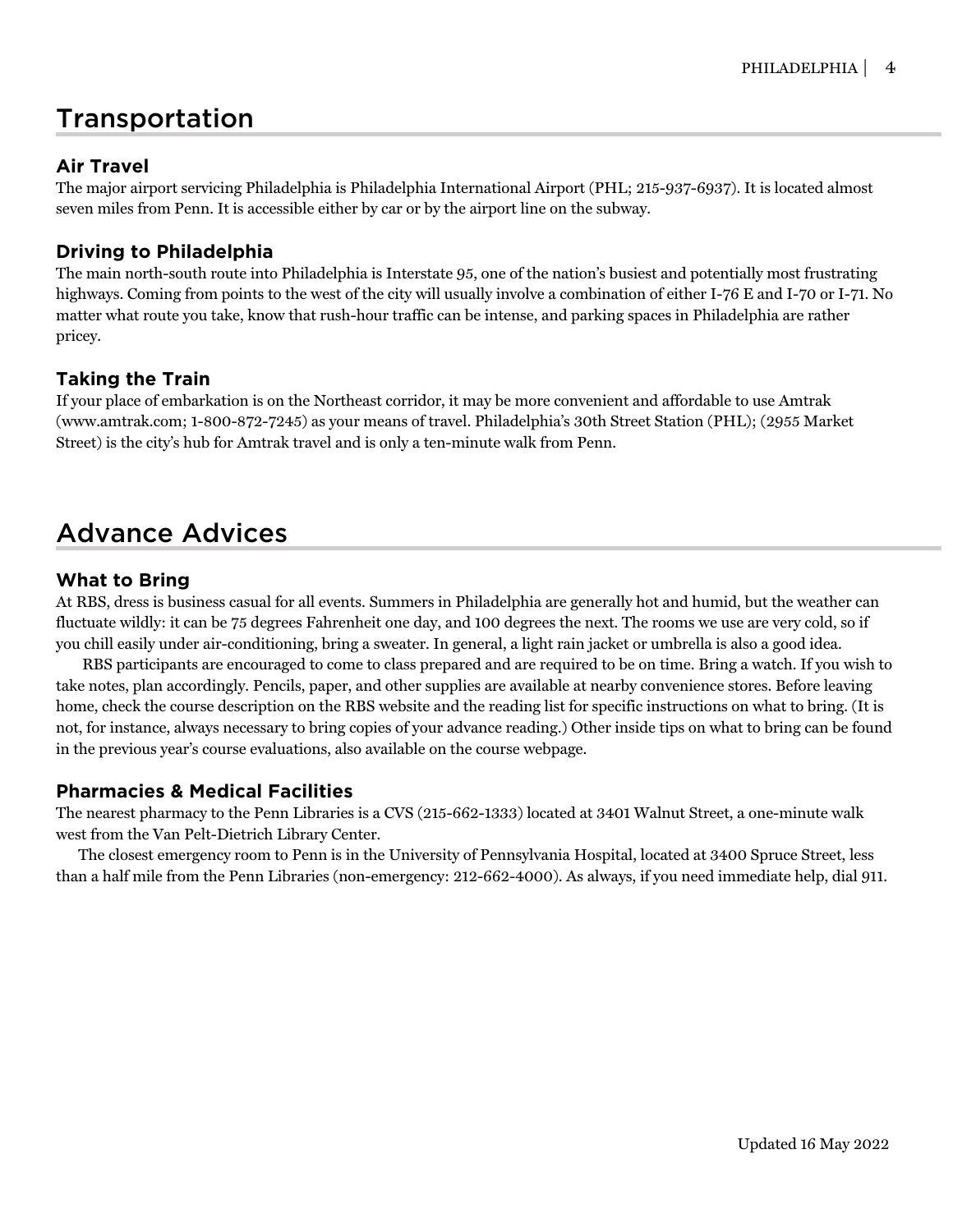# Transportation

### Air Travel

The major airport servicing Philadelphia is Philadelphia International Airport (PHL; 215-937-6937). It is located almost seven miles from Penn. It is accessible either by car or by the airport line on the subway.

### Driving to Philadelphia

The main north-south route into Philadelphia is Interstate 95, one of the nation's busiest and potentially most frustrating highways. Coming from points to the west of the city will usually involve a combination of either I-76 E and I-70 or I-71. No matter what route you take, know that rush-hour traffic can be intense, and parking spaces in Philadelphia are rather pricey.

### Taking the Train

If your place of embarkation is on the Northeast corridor, it may be more convenient and affordable to use Amtrak (www.amtrak.com; 1-800-872-7245) as your means of travel. Philadelphia's 30th Street Station (PHL); (2955 Market Street) is the city's hub for Amtrak travel and is only a ten-minute walk from Penn.

# Advance Advices

### What to Bring

At RBS, dress is business casual for all events. Summers in Philadelphia are generally hot and humid, but the weather can fluctuate wildly: it can be 75 degrees Fahrenheit one day, and 100 degrees the next. The rooms we use are very cold, so if you chill easily under air-conditioning, bring a sweater. In general, a light rain jacket or umbrella is also a good idea.

RBS participants are encouraged to come to class prepared and are required to be on time. Bring a watch. If you wish to take notes, plan accordingly. Pencils, paper, and other supplies are available at nearby convenience stores. Before leaving home, check the course description on the RBS website and the reading list for specific instructions on what to bring. (It is not, for instance, always necessary to bring copies of your advance reading.) Other inside tips on what to bring can be found in the previous year's course evaluations, also available on the course webpage.

### Pharmacies & Medical Facilities

The nearest pharmacy to the Penn Libraries is a CVS (215-662-1333) located at 3401 Walnut Street, a one-minute walk west from the Van Pelt-Dietrich Library Center.

The closest emergency room to Penn is in the University of Pennsylvania Hospital, located at 3400 Spruce Street, less than a half mile from the Penn Libraries (non-emergency: 212-662-4000). As always, if you need immediate help, dial 911.

Updated 16 May 2022